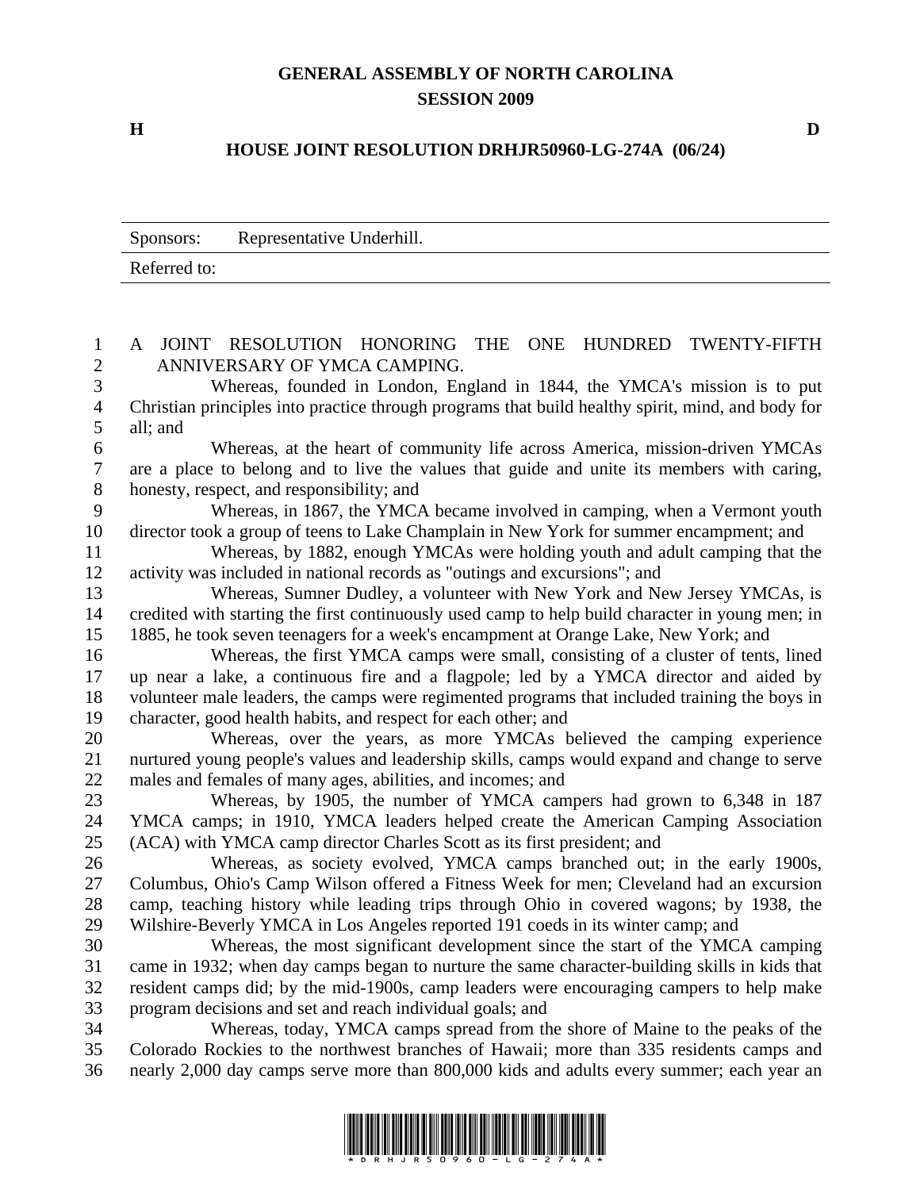# GENERAL ASSEMBLY OF NORTH CAROLINA
## SESSION 2009

**H** **D**

## HOUSE JOINT RESOLUTION DRHJR50960-LG-274A (06/24)

| Sponsors: | Representative Underhill. |
|---|---|
| Referred to: | |

A JOINT RESOLUTION HONORING THE ONE HUNDRED TWENTY-FIFTH ANNIVERSARY OF YMCA CAMPING.

Whereas, founded in London, England in 1844, the YMCA's mission is to put Christian principles into practice through programs that build healthy spirit, mind, and body for all; and

Whereas, at the heart of community life across America, mission-driven YMCAs are a place to belong and to live the values that guide and unite its members with caring, honesty, respect, and responsibility; and

Whereas, in 1867, the YMCA became involved in camping, when a Vermont youth director took a group of teens to Lake Champlain in New York for summer encampment; and

Whereas, by 1882, enough YMCAs were holding youth and adult camping that the activity was included in national records as "outings and excursions"; and

Whereas, Sumner Dudley, a volunteer with New York and New Jersey YMCAs, is credited with starting the first continuously used camp to help build character in young men; in 1885, he took seven teenagers for a week's encampment at Orange Lake, New York; and

Whereas, the first YMCA camps were small, consisting of a cluster of tents, lined up near a lake, a continuous fire and a flagpole; led by a YMCA director and aided by volunteer male leaders, the camps were regimented programs that included training the boys in character, good health habits, and respect for each other; and

Whereas, over the years, as more YMCAs believed the camping experience nurtured young people's values and leadership skills, camps would expand and change to serve males and females of many ages, abilities, and incomes; and

Whereas, by 1905, the number of YMCA campers had grown to 6,348 in 187 YMCA camps; in 1910, YMCA leaders helped create the American Camping Association (ACA) with YMCA camp director Charles Scott as its first president; and

Whereas, as society evolved, YMCA camps branched out; in the early 1900s, Columbus, Ohio's Camp Wilson offered a Fitness Week for men; Cleveland had an excursion camp, teaching history while leading trips through Ohio in covered wagons; by 1938, the Wilshire-Beverly YMCA in Los Angeles reported 191 coeds in its winter camp; and

Whereas, the most significant development since the start of the YMCA camping came in 1932; when day camps began to nurture the same character-building skills in kids that resident camps did; by the mid-1900s, camp leaders were encouraging campers to help make program decisions and set and reach individual goals; and

Whereas, today, YMCA camps spread from the shore of Maine to the peaks of the Colorado Rockies to the northwest branches of Hawaii; more than 335 residents camps and nearly 2,000 day camps serve more than 800,000 kids and adults every summer; each year an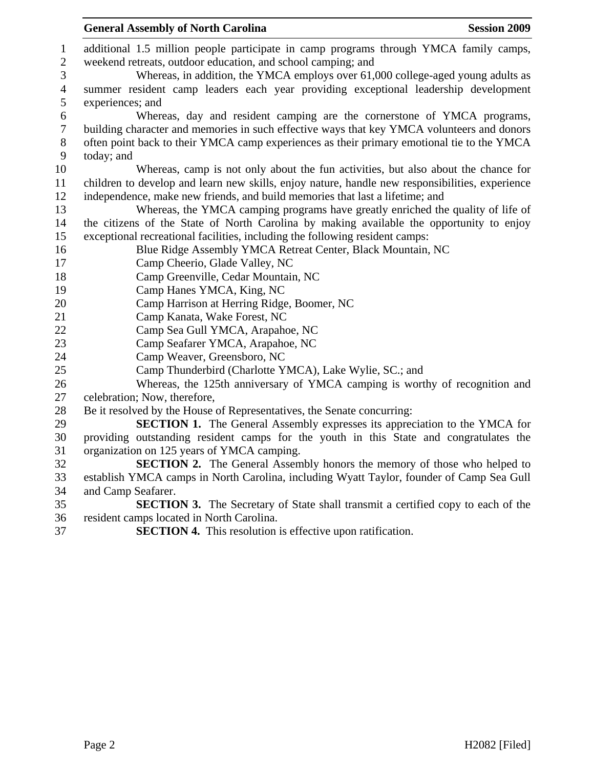additional 1.5 million people participate in camp programs through YMCA family camps, weekend retreats, outdoor education, and school camping; and

Whereas, in addition, the YMCA employs over 61,000 college-aged young adults as summer resident camp leaders each year providing exceptional leadership development experiences; and

Whereas, day and resident camping are the cornerstone of YMCA programs, building character and memories in such effective ways that key YMCA volunteers and donors often point back to their YMCA camp experiences as their primary emotional tie to the YMCA today; and

Whereas, camp is not only about the fun activities, but also about the chance for children to develop and learn new skills, enjoy nature, handle new responsibilities, experience independence, make new friends, and build memories that last a lifetime; and

Whereas, the YMCA camping programs have greatly enriched the quality of life of the citizens of the State of North Carolina by making available the opportunity to enjoy exceptional recreational facilities, including the following resident camps:

Blue Ridge Assembly YMCA Retreat Center, Black Mountain, NC
Camp Cheerio, Glade Valley, NC
Camp Greenville, Cedar Mountain, NC
Camp Hanes YMCA, King, NC
Camp Harrison at Herring Ridge, Boomer, NC
Camp Kanata, Wake Forest, NC
Camp Sea Gull YMCA, Arapahoe, NC
Camp Seafarer YMCA, Arapahoe, NC
Camp Weaver, Greensboro, NC
Camp Thunderbird (Charlotte YMCA), Lake Wylie, SC.; and

Whereas, the 125th anniversary of YMCA camping is worthy of recognition and celebration; Now, therefore,

Be it resolved by the House of Representatives, the Senate concurring:

**SECTION 1.** The General Assembly expresses its appreciation to the YMCA for providing outstanding resident camps for the youth in this State and congratulates the organization on 125 years of YMCA camping.

**SECTION 2.** The General Assembly honors the memory of those who helped to establish YMCA camps in North Carolina, including Wyatt Taylor, founder of Camp Sea Gull and Camp Seafarer.

**SECTION 3.** The Secretary of State shall transmit a certified copy to each of the resident camps located in North Carolina.

**SECTION 4.** This resolution is effective upon ratification.